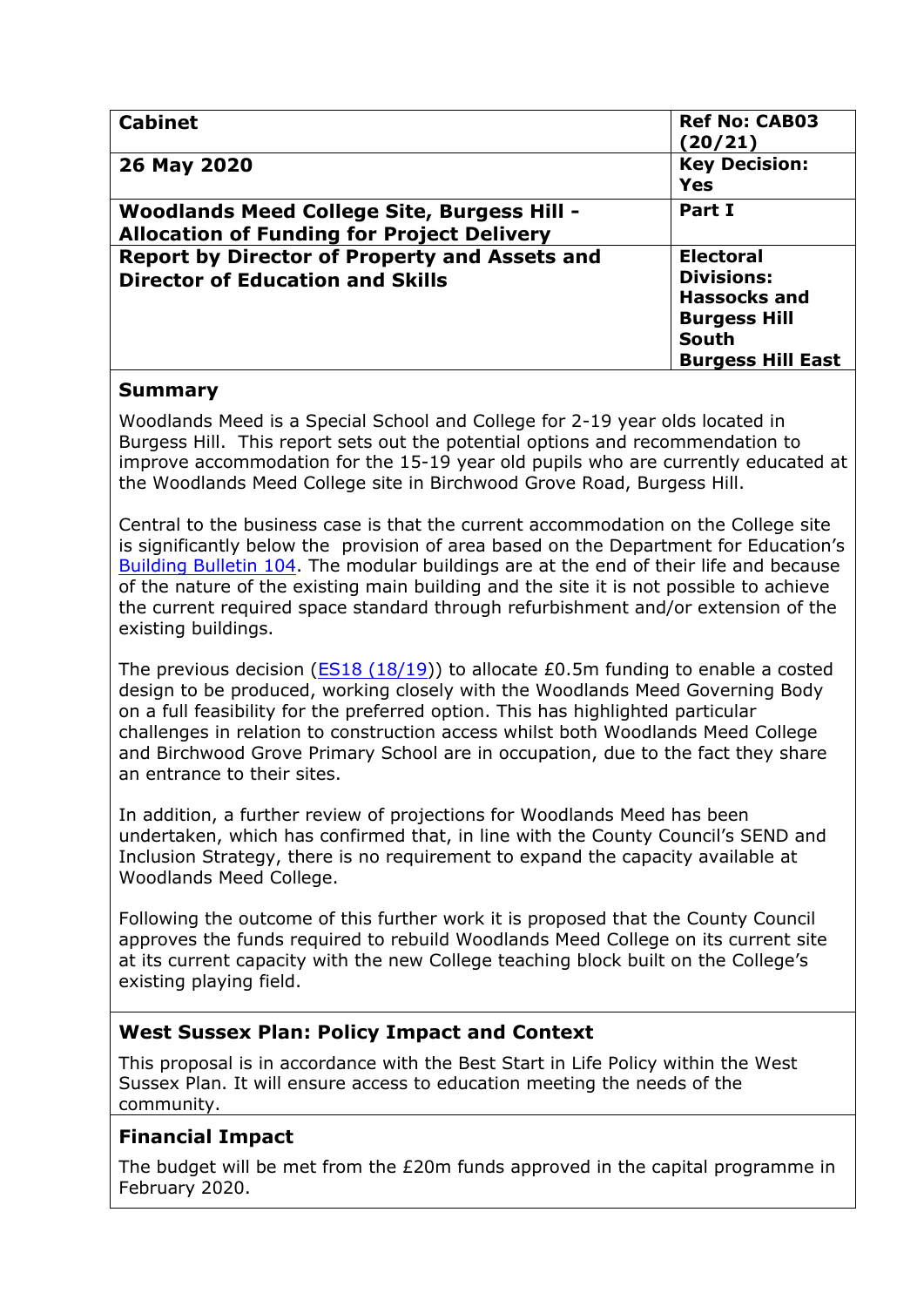| Cabinet | Ref No: CAB03 (20/21) |
| --- | --- |
| **26 May 2020** | **Key Decision: Yes** |
| **Woodlands Meed College Site, Burgess Hill - Allocation of Funding for Project Delivery** | **Part I** |
| **Report by Director of Property and Assets and Director of Education and Skills** | **Electoral Divisions: Hassocks and Burgess Hill South Burgess Hill East** |

## Summary

Woodlands Meed is a Special School and College for 2-19 year olds located in Burgess Hill. This report sets out the potential options and recommendation to improve accommodation for the 15-19 year old pupils who are currently educated at the Woodlands Meed College site in Birchwood Grove Road, Burgess Hill.

Central to the business case is that the current accommodation on the College site is significantly below the provision of area based on the Department for Education's Building Bulletin 104. The modular buildings are at the end of their life and because of the nature of the existing main building and the site it is not possible to achieve the current required space standard through refurbishment and/or extension of the existing buildings.

The previous decision (ES18 (18/19)) to allocate £0.5m funding to enable a costed design to be produced, working closely with the Woodlands Meed Governing Body on a full feasibility for the preferred option. This has highlighted particular challenges in relation to construction access whilst both Woodlands Meed College and Birchwood Grove Primary School are in occupation, due to the fact they share an entrance to their sites.

In addition, a further review of projections for Woodlands Meed has been undertaken, which has confirmed that, in line with the County Council's SEND and Inclusion Strategy, there is no requirement to expand the capacity available at Woodlands Meed College.

Following the outcome of this further work it is proposed that the County Council approves the funds required to rebuild Woodlands Meed College on its current site at its current capacity with the new College teaching block built on the College's existing playing field.

## West Sussex Plan: Policy Impact and Context

This proposal is in accordance with the Best Start in Life Policy within the West Sussex Plan. It will ensure access to education meeting the needs of the community.

## Financial Impact

The budget will be met from the £20m funds approved in the capital programme in February 2020.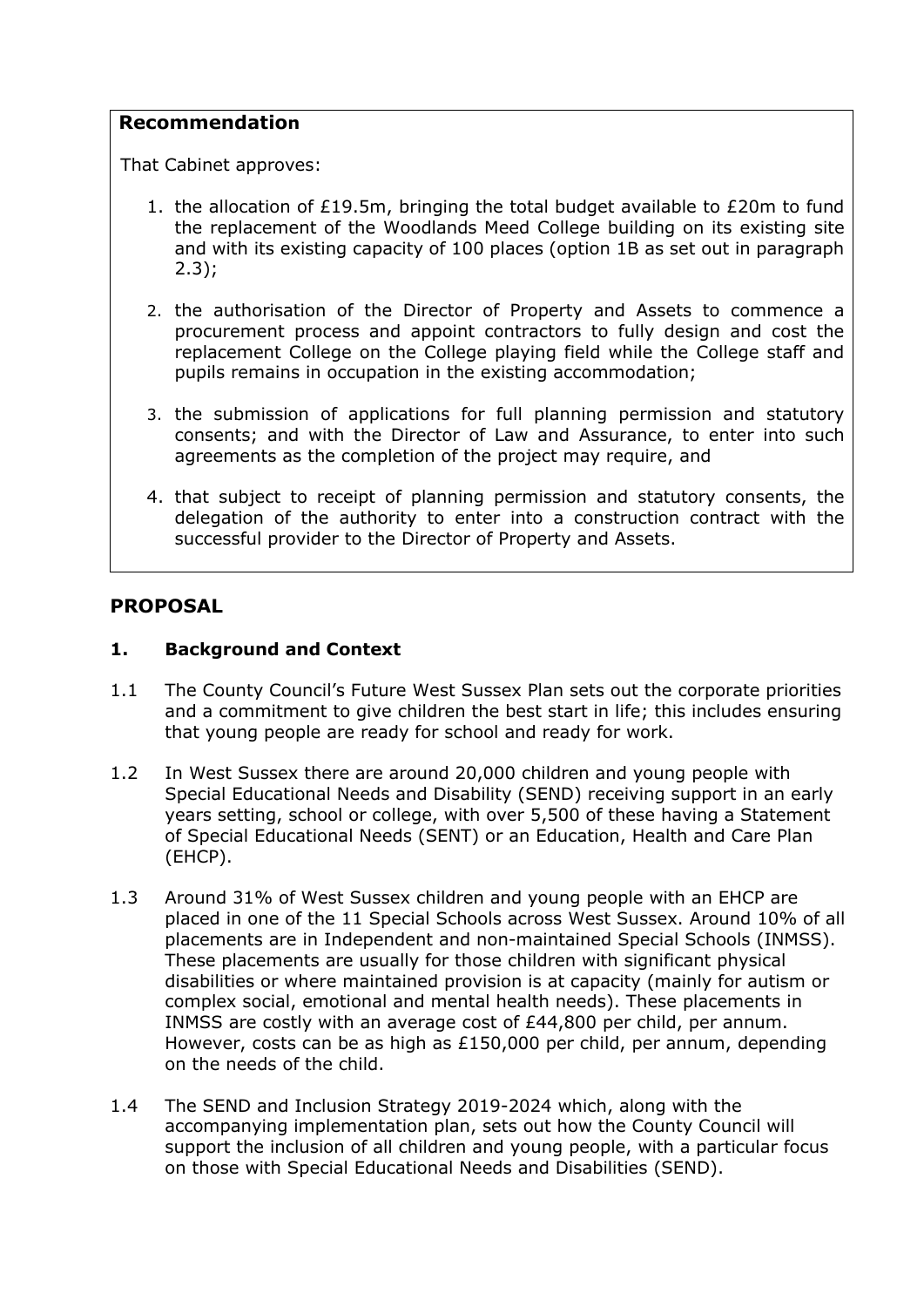**Recommendation**

That Cabinet approves:

1. the allocation of £19.5m, bringing the total budget available to £20m to fund the replacement of the Woodlands Meed College building on its existing site and with its existing capacity of 100 places (option 1B as set out in paragraph 2.3);
2. the authorisation of the Director of Property and Assets to commence a procurement process and appoint contractors to fully design and cost the replacement College on the College playing field while the College staff and pupils remains in occupation in the existing accommodation;
3. the submission of applications for full planning permission and statutory consents; and with the Director of Law and Assurance, to enter into such agreements as the completion of the project may require, and
4. that subject to receipt of planning permission and statutory consents, the delegation of the authority to enter into a construction contract with the successful provider to the Director of Property and Assets.

## PROPOSAL

### 1. Background and Context

1.1 The County Council's Future West Sussex Plan sets out the corporate priorities and a commitment to give children the best start in life; this includes ensuring that young people are ready for school and ready for work.

1.2 In West Sussex there are around 20,000 children and young people with Special Educational Needs and Disability (SEND) receiving support in an early years setting, school or college, with over 5,500 of these having a Statement of Special Educational Needs (SENT) or an Education, Health and Care Plan (EHCP).

1.3 Around 31% of West Sussex children and young people with an EHCP are placed in one of the 11 Special Schools across West Sussex. Around 10% of all placements are in Independent and non-maintained Special Schools (INMSS). These placements are usually for those children with significant physical disabilities or where maintained provision is at capacity (mainly for autism or complex social, emotional and mental health needs). These placements in INMSS are costly with an average cost of £44,800 per child, per annum. However, costs can be as high as £150,000 per child, per annum, depending on the needs of the child.

1.4 The SEND and Inclusion Strategy 2019-2024 which, along with the accompanying implementation plan, sets out how the County Council will support the inclusion of all children and young people, with a particular focus on those with Special Educational Needs and Disabilities (SEND).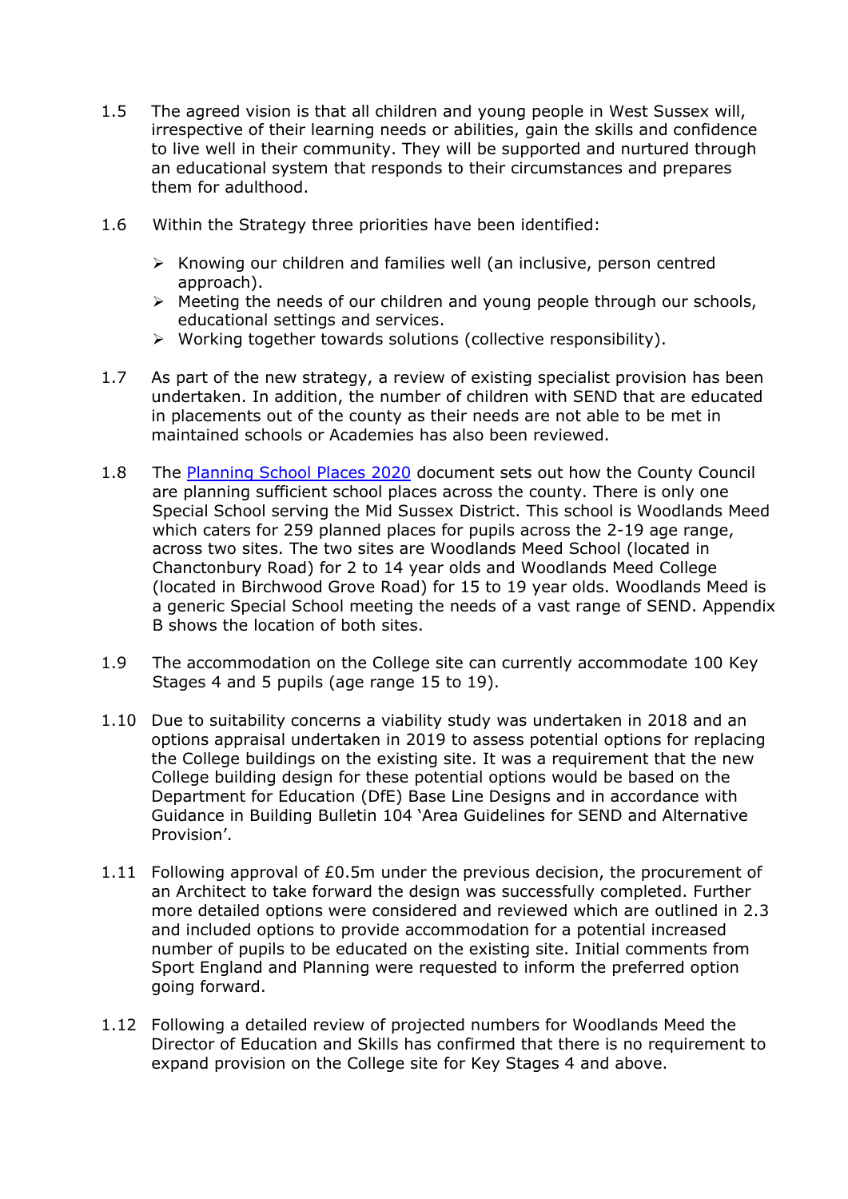1.5 The agreed vision is that all children and young people in West Sussex will, irrespective of their learning needs or abilities, gain the skills and confidence to live well in their community. They will be supported and nurtured through an educational system that responds to their circumstances and prepares them for adulthood.

1.6 Within the Strategy three priorities have been identified:

- Knowing our children and families well (an inclusive, person centred approach).
- Meeting the needs of our children and young people through our schools, educational settings and services.
- Working together towards solutions (collective responsibility).

1.7 As part of the new strategy, a review of existing specialist provision has been undertaken. In addition, the number of children with SEND that are educated in placements out of the county as their needs are not able to be met in maintained schools or Academies has also been reviewed.

1.8 The Planning School Places 2020 document sets out how the County Council are planning sufficient school places across the county. There is only one Special School serving the Mid Sussex District. This school is Woodlands Meed which caters for 259 planned places for pupils across the 2-19 age range, across two sites. The two sites are Woodlands Meed School (located in Chanctonbury Road) for 2 to 14 year olds and Woodlands Meed College (located in Birchwood Grove Road) for 15 to 19 year olds. Woodlands Meed is a generic Special School meeting the needs of a vast range of SEND. Appendix B shows the location of both sites.

1.9 The accommodation on the College site can currently accommodate 100 Key Stages 4 and 5 pupils (age range 15 to 19).

1.10 Due to suitability concerns a viability study was undertaken in 2018 and an options appraisal undertaken in 2019 to assess potential options for replacing the College buildings on the existing site. It was a requirement that the new College building design for these potential options would be based on the Department for Education (DfE) Base Line Designs and in accordance with Guidance in Building Bulletin 104 'Area Guidelines for SEND and Alternative Provision'.

1.11 Following approval of £0.5m under the previous decision, the procurement of an Architect to take forward the design was successfully completed. Further more detailed options were considered and reviewed which are outlined in 2.3 and included options to provide accommodation for a potential increased number of pupils to be educated on the existing site. Initial comments from Sport England and Planning were requested to inform the preferred option going forward.

1.12 Following a detailed review of projected numbers for Woodlands Meed the Director of Education and Skills has confirmed that there is no requirement to expand provision on the College site for Key Stages 4 and above.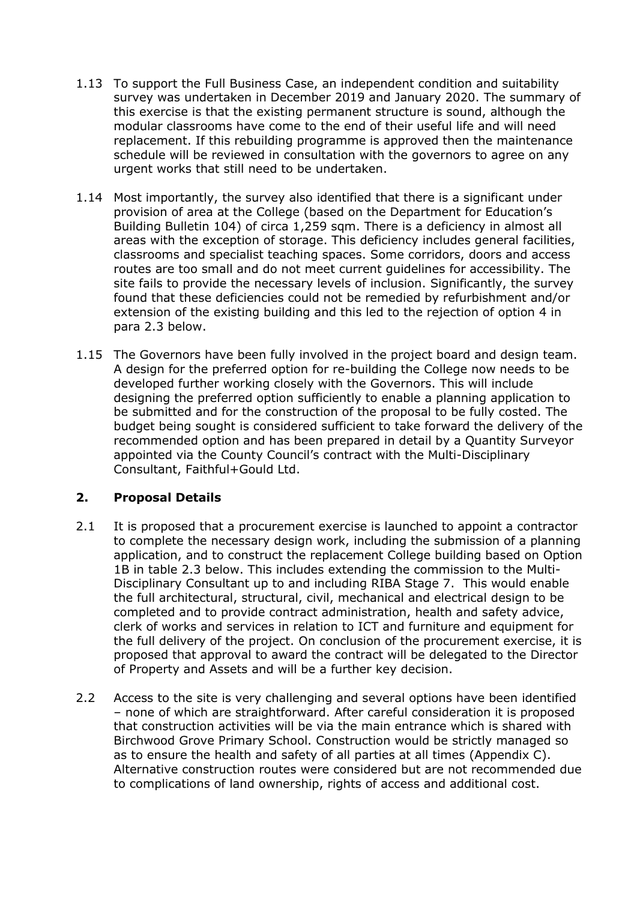1.13 To support the Full Business Case, an independent condition and suitability survey was undertaken in December 2019 and January 2020. The summary of this exercise is that the existing permanent structure is sound, although the modular classrooms have come to the end of their useful life and will need replacement. If this rebuilding programme is approved then the maintenance schedule will be reviewed in consultation with the governors to agree on any urgent works that still need to be undertaken.

1.14 Most importantly, the survey also identified that there is a significant under provision of area at the College (based on the Department for Education's Building Bulletin 104) of circa 1,259 sqm. There is a deficiency in almost all areas with the exception of storage. This deficiency includes general facilities, classrooms and specialist teaching spaces. Some corridors, doors and access routes are too small and do not meet current guidelines for accessibility. The site fails to provide the necessary levels of inclusion. Significantly, the survey found that these deficiencies could not be remedied by refurbishment and/or extension of the existing building and this led to the rejection of option 4 in para 2.3 below.

1.15 The Governors have been fully involved in the project board and design team. A design for the preferred option for re-building the College now needs to be developed further working closely with the Governors. This will include designing the preferred option sufficiently to enable a planning application to be submitted and for the construction of the proposal to be fully costed. The budget being sought is considered sufficient to take forward the delivery of the recommended option and has been prepared in detail by a Quantity Surveyor appointed via the County Council's contract with the Multi-Disciplinary Consultant, Faithful+Gould Ltd.

## 2. Proposal Details

2.1 It is proposed that a procurement exercise is launched to appoint a contractor to complete the necessary design work, including the submission of a planning application, and to construct the replacement College building based on Option 1B in table 2.3 below. This includes extending the commission to the Multi-Disciplinary Consultant up to and including RIBA Stage 7. This would enable the full architectural, structural, civil, mechanical and electrical design to be completed and to provide contract administration, health and safety advice, clerk of works and services in relation to ICT and furniture and equipment for the full delivery of the project. On conclusion of the procurement exercise, it is proposed that approval to award the contract will be delegated to the Director of Property and Assets and will be a further key decision.

2.2 Access to the site is very challenging and several options have been identified – none of which are straightforward. After careful consideration it is proposed that construction activities will be via the main entrance which is shared with Birchwood Grove Primary School. Construction would be strictly managed so as to ensure the health and safety of all parties at all times (Appendix C). Alternative construction routes were considered but are not recommended due to complications of land ownership, rights of access and additional cost.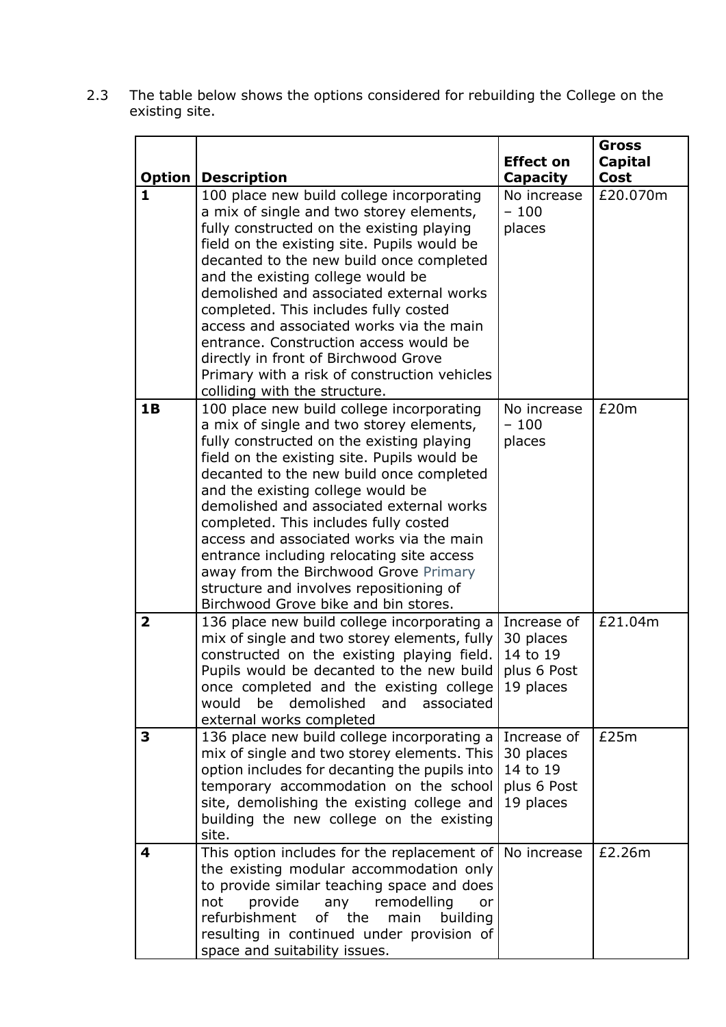2.3 The table below shows the options considered for rebuilding the College on the existing site.

| Option | Description | Effect on Capacity | Gross Capital Cost |
|---|---|---|---|
| **1** | 100 place new build college incorporating a mix of single and two storey elements, fully constructed on the existing playing field on the existing site. Pupils would be decanted to the new build once completed and the existing college would be demolished and associated external works completed. This includes fully costed access and associated works via the main entrance. Construction access would be directly in front of Birchwood Grove Primary with a risk of construction vehicles colliding with the structure. | No increase – 100 places | £20.070m |
| **1B** | 100 place new build college incorporating a mix of single and two storey elements, fully constructed on the existing playing field on the existing site. Pupils would be decanted to the new build once completed and the existing college would be demolished and associated external works completed. This includes fully costed access and associated works via the main entrance including relocating site access away from the Birchwood Grove Primary structure and involves repositioning of Birchwood Grove bike and bin stores. | No increase – 100 places | £20m |
| **2** | 136 place new build college incorporating a mix of single and two storey elements, fully constructed on the existing playing field. Pupils would be decanted to the new build once completed and the existing college would be demolished and associated external works completed | Increase of 30 places 14 to 19 plus 6 Post 19 places | £21.04m |
| **3** | 136 place new build college incorporating a mix of single and two storey elements. This option includes for decanting the pupils into temporary accommodation on the school site, demolishing the existing college and building the new college on the existing site. | Increase of 30 places 14 to 19 plus 6 Post 19 places | £25m |
| **4** | This option includes for the replacement of the existing modular accommodation only to provide similar teaching space and does not provide any remodelling or refurbishment of the main building resulting in continued under provision of space and suitability issues. | No increase | £2.26m |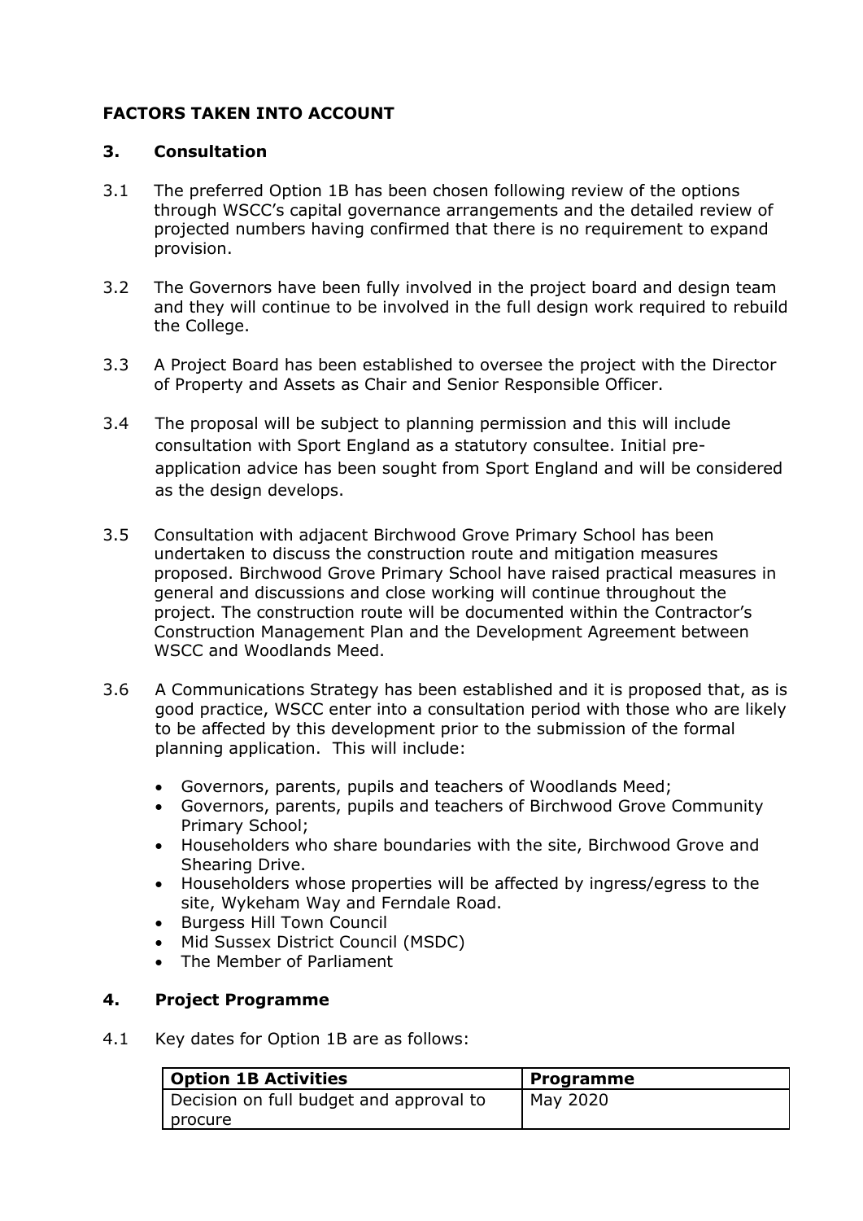## FACTORS TAKEN INTO ACCOUNT

### 3. Consultation

3.1 The preferred Option 1B has been chosen following review of the options through WSCC's capital governance arrangements and the detailed review of projected numbers having confirmed that there is no requirement to expand provision.

3.2 The Governors have been fully involved in the project board and design team and they will continue to be involved in the full design work required to rebuild the College.

3.3 A Project Board has been established to oversee the project with the Director of Property and Assets as Chair and Senior Responsible Officer.

3.4 The proposal will be subject to planning permission and this will include consultation with Sport England as a statutory consultee. Initial pre-application advice has been sought from Sport England and will be considered as the design develops.

3.5 Consultation with adjacent Birchwood Grove Primary School has been undertaken to discuss the construction route and mitigation measures proposed. Birchwood Grove Primary School have raised practical measures in general and discussions and close working will continue throughout the project. The construction route will be documented within the Contractor's Construction Management Plan and the Development Agreement between WSCC and Woodlands Meed.

3.6 A Communications Strategy has been established and it is proposed that, as is good practice, WSCC enter into a consultation period with those who are likely to be affected by this development prior to the submission of the formal planning application. This will include:

- Governors, parents, pupils and teachers of Woodlands Meed;
- Governors, parents, pupils and teachers of Birchwood Grove Community Primary School;
- Householders who share boundaries with the site, Birchwood Grove and Shearing Drive.
- Householders whose properties will be affected by ingress/egress to the site, Wykeham Way and Ferndale Road.
- Burgess Hill Town Council
- Mid Sussex District Council (MSDC)
- The Member of Parliament

### 4. Project Programme

4.1 Key dates for Option 1B are as follows:

| Option 1B Activities | Programme |
|---|---|
| Decision on full budget and approval to procure | May 2020 |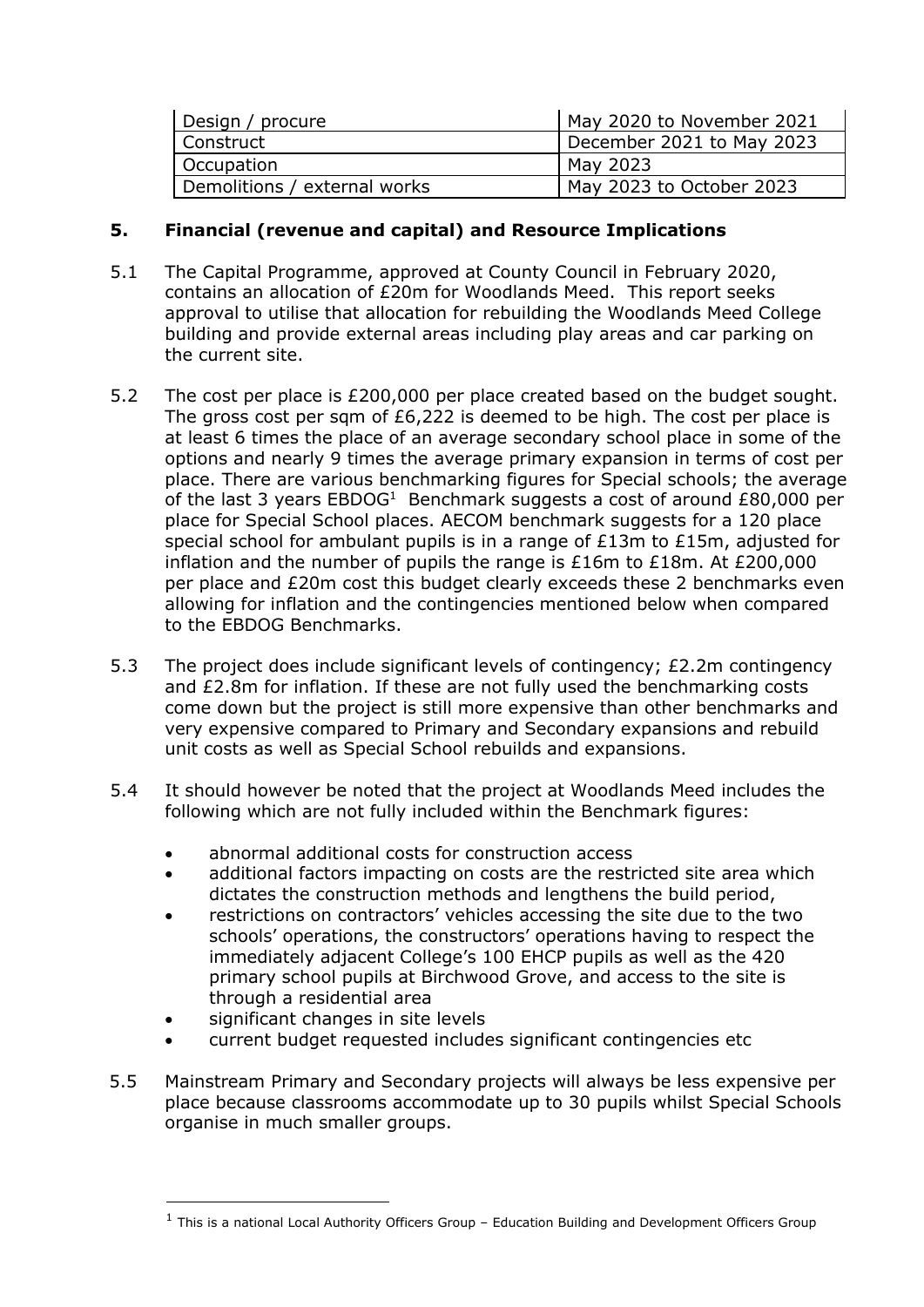| Design / procure | May 2020 to November 2021 |
|---|---|
| Construct | December 2021 to May 2023 |
| Occupation | May 2023 |
| Demolitions / external works | May 2023 to October 2023 |

## 5. Financial (revenue and capital) and Resource Implications

5.1 The Capital Programme, approved at County Council in February 2020, contains an allocation of £20m for Woodlands Meed. This report seeks approval to utilise that allocation for rebuilding the Woodlands Meed College building and provide external areas including play areas and car parking on the current site.

5.2 The cost per place is £200,000 per place created based on the budget sought. The gross cost per sqm of £6,222 is deemed to be high. The cost per place is at least 6 times the place of an average secondary school place in some of the options and nearly 9 times the average primary expansion in terms of cost per place. There are various benchmarking figures for Special schools; the average of the last 3 years EBDOG[1] Benchmark suggests a cost of around £80,000 per place for Special School places. AECOM benchmark suggests for a 120 place special school for ambulant pupils is in a range of £13m to £15m, adjusted for inflation and the number of pupils the range is £16m to £18m. At £200,000 per place and £20m cost this budget clearly exceeds these 2 benchmarks even allowing for inflation and the contingencies mentioned below when compared to the EBDOG Benchmarks.

5.3 The project does include significant levels of contingency; £2.2m contingency and £2.8m for inflation. If these are not fully used the benchmarking costs come down but the project is still more expensive than other benchmarks and very expensive compared to Primary and Secondary expansions and rebuild unit costs as well as Special School rebuilds and expansions.

5.4 It should however be noted that the project at Woodlands Meed includes the following which are not fully included within the Benchmark figures:

- abnormal additional costs for construction access
- additional factors impacting on costs are the restricted site area which dictates the construction methods and lengthens the build period,
- restrictions on contractors' vehicles accessing the site due to the two schools' operations, the constructors' operations having to respect the immediately adjacent College's 100 EHCP pupils as well as the 420 primary school pupils at Birchwood Grove, and access to the site is through a residential area
- significant changes in site levels
- current budget requested includes significant contingencies etc

5.5 Mainstream Primary and Secondary projects will always be less expensive per place because classrooms accommodate up to 30 pupils whilst Special Schools organise in much smaller groups.

[1] This is a national Local Authority Officers Group – Education Building and Development Officers Group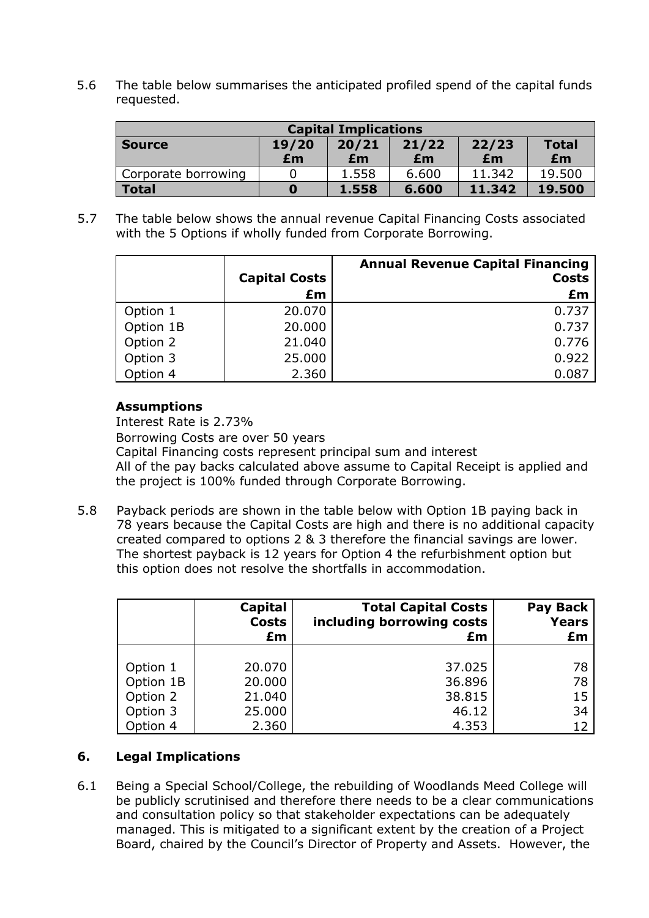5.6 The table below summarises the anticipated profiled spend of the capital funds requested.

| Capital Implications | | | | | |
|---|---|---|---|---|---|
| **Source** | **19/20 £m** | **20/21 £m** | **21/22 £m** | **22/23 £m** | **Total £m** |
| Corporate borrowing | 0 | 1.558 | 6.600 | 11.342 | 19.500 |
| **Total** | **0** | **1.558** | **6.600** | **11.342** | **19.500** |

5.7 The table below shows the annual revenue Capital Financing Costs associated with the 5 Options if wholly funded from Corporate Borrowing.

| | **Capital Costs £m** | **Annual Revenue Capital Financing Costs £m** |
|---|---|---|
| Option 1 | 20.070 | 0.737 |
| Option 1B | 20.000 | 0.737 |
| Option 2 | 21.040 | 0.776 |
| Option 3 | 25.000 | 0.922 |
| Option 4 | 2.360 | 0.087 |

**Assumptions**

Interest Rate is 2.73%

Borrowing Costs are over 50 years

Capital Financing costs represent principal sum and interest

All of the pay backs calculated above assume to Capital Receipt is applied and the project is 100% funded through Corporate Borrowing.

5.8 Payback periods are shown in the table below with Option 1B paying back in 78 years because the Capital Costs are high and there is no additional capacity created compared to options 2 & 3 therefore the financial savings are lower. The shortest payback is 12 years for Option 4 the refurbishment option but this option does not resolve the shortfalls in accommodation.

| | **Capital Costs £m** | **Total Capital Costs including borrowing costs £m** | **Pay Back Years £m** |
|---|---|---|---|
| Option 1 | 20.070 | 37.025 | 78 |
| Option 1B | 20.000 | 36.896 | 78 |
| Option 2 | 21.040 | 38.815 | 15 |
| Option 3 | 25.000 | 46.12 | 34 |
| Option 4 | 2.360 | 4.353 | 12 |

## 6. Legal Implications

6.1 Being a Special School/College, the rebuilding of Woodlands Meed College will be publicly scrutinised and therefore there needs to be a clear communications and consultation policy so that stakeholder expectations can be adequately managed. This is mitigated to a significant extent by the creation of a Project Board, chaired by the Council's Director of Property and Assets. However, the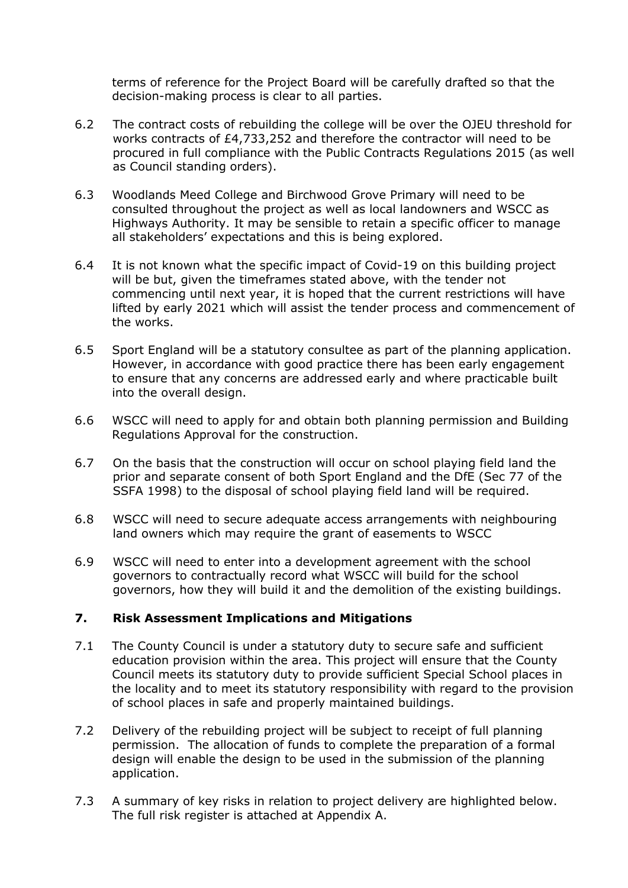terms of reference for the Project Board will be carefully drafted so that the decision-making process is clear to all parties.

6.2 The contract costs of rebuilding the college will be over the OJEU threshold for works contracts of £4,733,252 and therefore the contractor will need to be procured in full compliance with the Public Contracts Regulations 2015 (as well as Council standing orders).

6.3 Woodlands Meed College and Birchwood Grove Primary will need to be consulted throughout the project as well as local landowners and WSCC as Highways Authority. It may be sensible to retain a specific officer to manage all stakeholders' expectations and this is being explored.

6.4 It is not known what the specific impact of Covid-19 on this building project will be but, given the timeframes stated above, with the tender not commencing until next year, it is hoped that the current restrictions will have lifted by early 2021 which will assist the tender process and commencement of the works.

6.5 Sport England will be a statutory consultee as part of the planning application. However, in accordance with good practice there has been early engagement to ensure that any concerns are addressed early and where practicable built into the overall design.

6.6 WSCC will need to apply for and obtain both planning permission and Building Regulations Approval for the construction.

6.7 On the basis that the construction will occur on school playing field land the prior and separate consent of both Sport England and the DfE (Sec 77 of the SSFA 1998) to the disposal of school playing field land will be required.

6.8 WSCC will need to secure adequate access arrangements with neighbouring land owners which may require the grant of easements to WSCC

6.9 WSCC will need to enter into a development agreement with the school governors to contractually record what WSCC will build for the school governors, how they will build it and the demolition of the existing buildings.

## 7. Risk Assessment Implications and Mitigations

7.1 The County Council is under a statutory duty to secure safe and sufficient education provision within the area. This project will ensure that the County Council meets its statutory duty to provide sufficient Special School places in the locality and to meet its statutory responsibility with regard to the provision of school places in safe and properly maintained buildings.

7.2 Delivery of the rebuilding project will be subject to receipt of full planning permission. The allocation of funds to complete the preparation of a formal design will enable the design to be used in the submission of the planning application.

7.3 A summary of key risks in relation to project delivery are highlighted below. The full risk register is attached at Appendix A.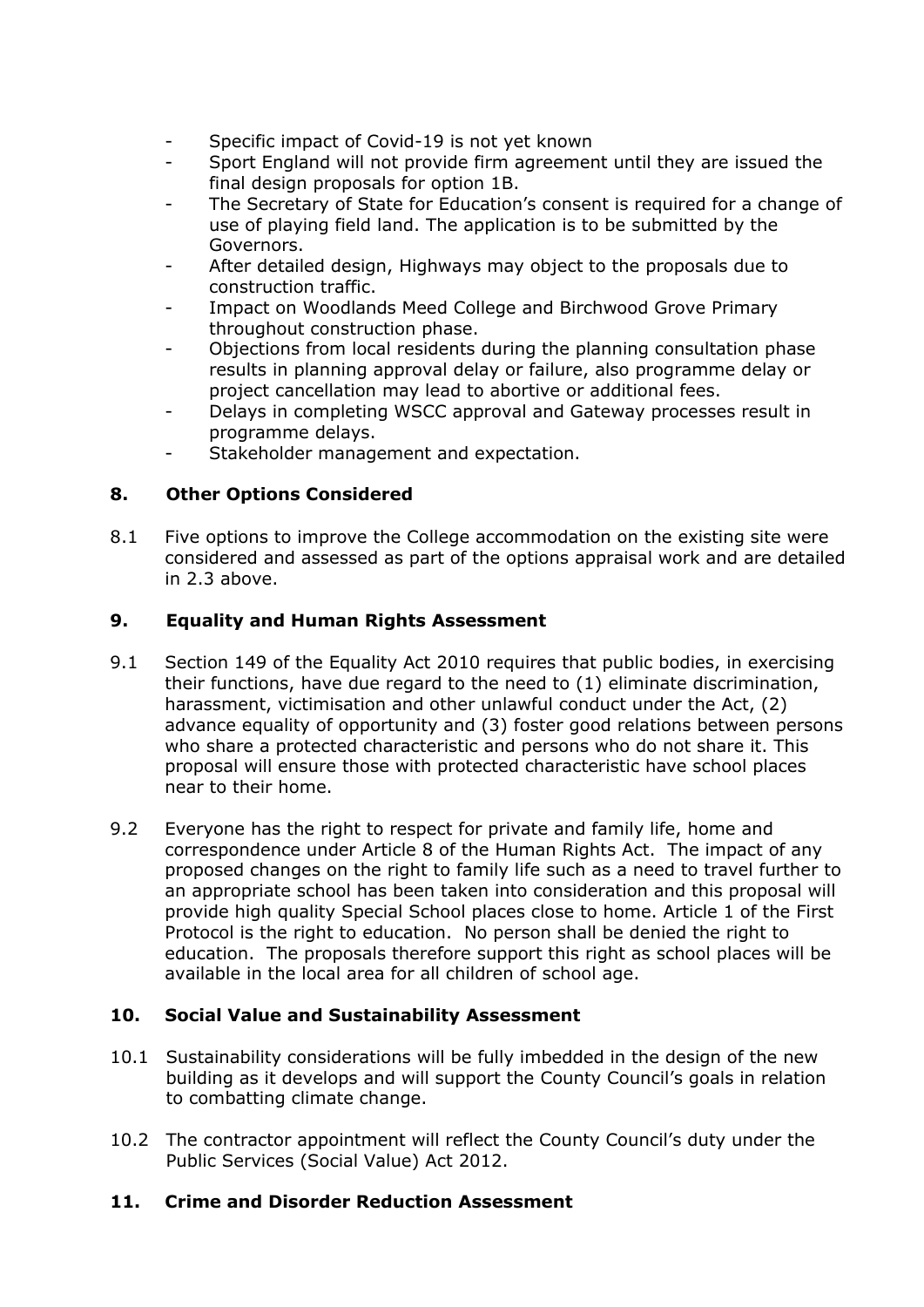- Specific impact of Covid-19 is not yet known
- Sport England will not provide firm agreement until they are issued the final design proposals for option 1B.
- The Secretary of State for Education's consent is required for a change of use of playing field land. The application is to be submitted by the Governors.
- After detailed design, Highways may object to the proposals due to construction traffic.
- Impact on Woodlands Meed College and Birchwood Grove Primary throughout construction phase.
- Objections from local residents during the planning consultation phase results in planning approval delay or failure, also programme delay or project cancellation may lead to abortive or additional fees.
- Delays in completing WSCC approval and Gateway processes result in programme delays.
- Stakeholder management and expectation.

## 8. Other Options Considered

8.1 Five options to improve the College accommodation on the existing site were considered and assessed as part of the options appraisal work and are detailed in 2.3 above.

## 9. Equality and Human Rights Assessment

9.1 Section 149 of the Equality Act 2010 requires that public bodies, in exercising their functions, have due regard to the need to (1) eliminate discrimination, harassment, victimisation and other unlawful conduct under the Act, (2) advance equality of opportunity and (3) foster good relations between persons who share a protected characteristic and persons who do not share it. This proposal will ensure those with protected characteristic have school places near to their home.

9.2 Everyone has the right to respect for private and family life, home and correspondence under Article 8 of the Human Rights Act. The impact of any proposed changes on the right to family life such as a need to travel further to an appropriate school has been taken into consideration and this proposal will provide high quality Special School places close to home. Article 1 of the First Protocol is the right to education. No person shall be denied the right to education. The proposals therefore support this right as school places will be available in the local area for all children of school age.

## 10. Social Value and Sustainability Assessment

10.1 Sustainability considerations will be fully imbedded in the design of the new building as it develops and will support the County Council's goals in relation to combatting climate change.

10.2 The contractor appointment will reflect the County Council's duty under the Public Services (Social Value) Act 2012.

## 11. Crime and Disorder Reduction Assessment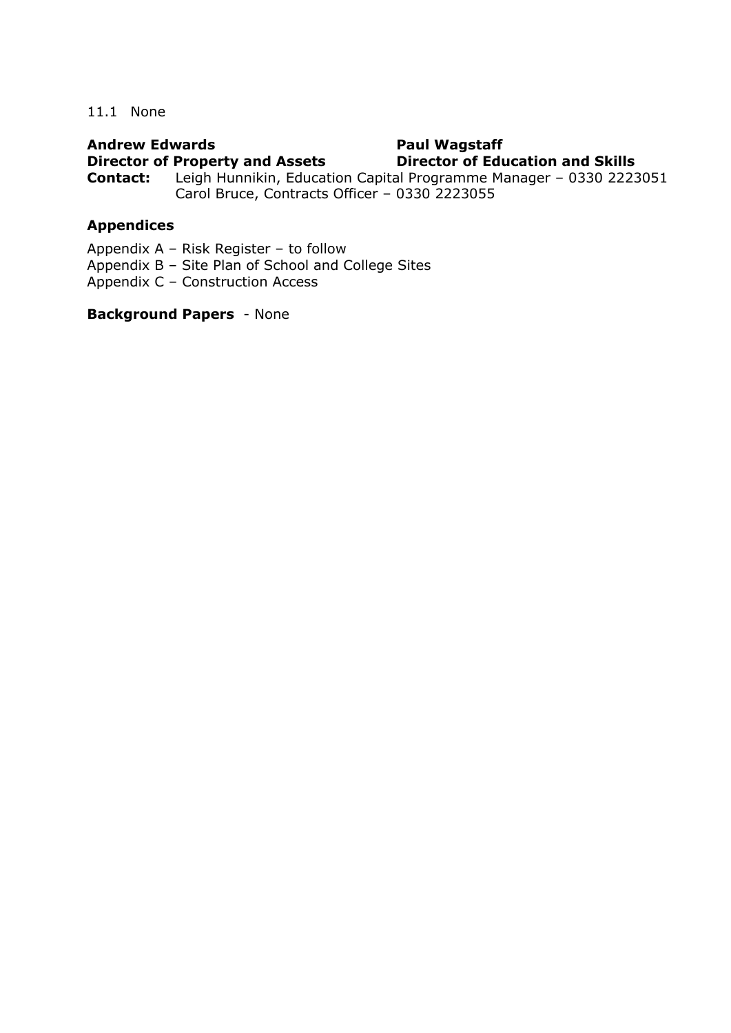11.1 None

**Andrew Edwards**
**Director of Property and Assets**

**Paul Wagstaff**
**Director of Education and Skills**

**Contact:** Leigh Hunnikin, Education Capital Programme Manager – 0330 2223051
Carol Bruce, Contracts Officer – 0330 2223055

**Appendices**

Appendix A – Risk Register – to follow
Appendix B – Site Plan of School and College Sites
Appendix C – Construction Access

**Background Papers** - None